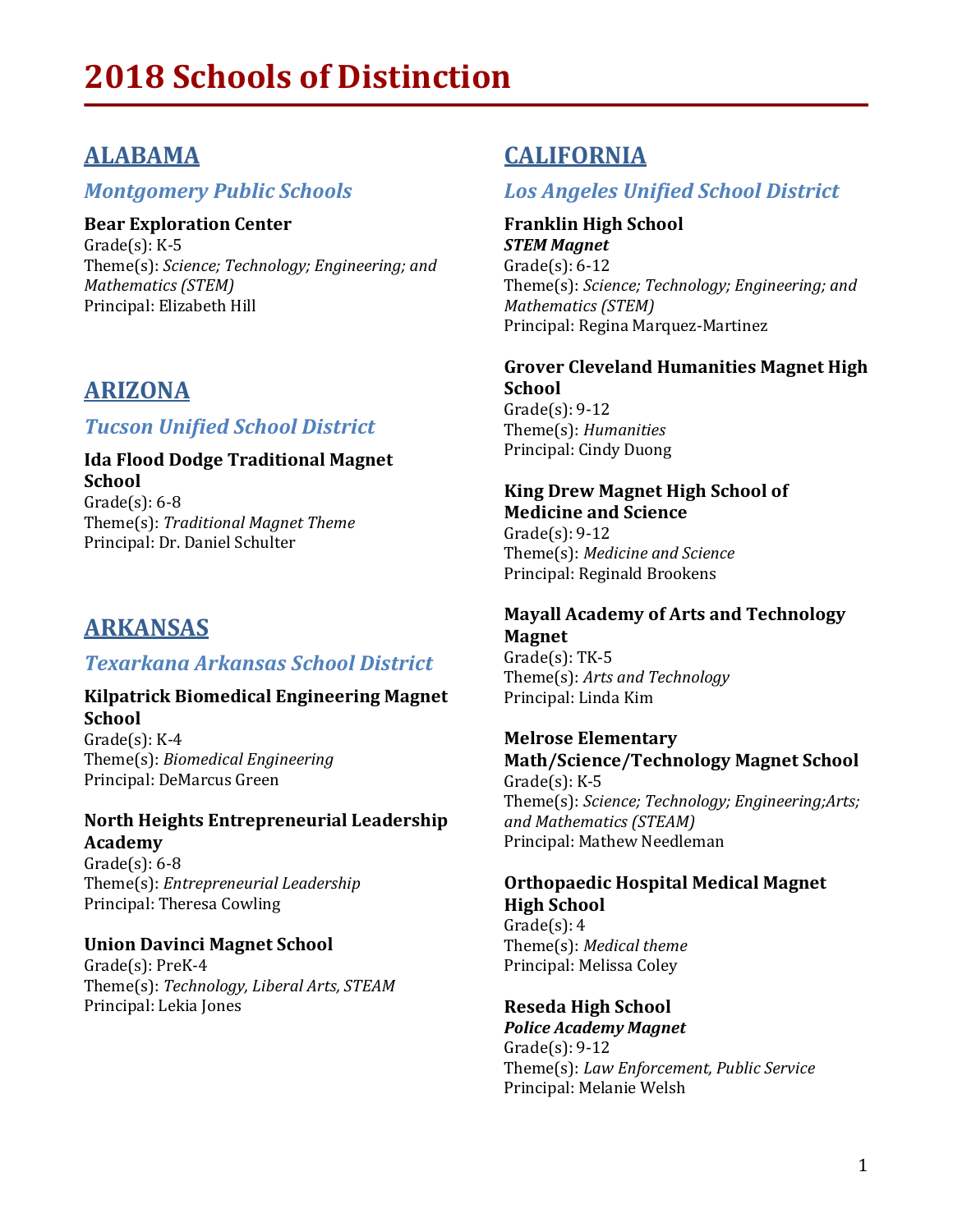# 2018 Schools of Distinction

## ALABAMA

### *Montgomery Public Schools*

**Bear Exploration Center**
Grade(s): K-5
Theme(s): *Science; Technology; Engineering; and Mathematics (STEM)*
Principal: Elizabeth Hill

## ARIZONA

### *Tucson Unified School District*

**Ida Flood Dodge Traditional Magnet School**
Grade(s): 6-8
Theme(s): *Traditional Magnet Theme*
Principal: Dr. Daniel Schulter

## ARKANSAS

### *Texarkana Arkansas School District*

**Kilpatrick Biomedical Engineering Magnet School**
Grade(s): K-4
Theme(s): *Biomedical Engineering*
Principal: DeMarcus Green

**North Heights Entrepreneurial Leadership Academy**
Grade(s): 6-8
Theme(s): *Entrepreneurial Leadership*
Principal: Theresa Cowling

**Union Davinci Magnet School**
Grade(s): PreK-4
Theme(s): *Technology, Liberal Arts, STEAM*
Principal: Lekia Jones

## CALIFORNIA

### *Los Angeles Unified School District*

**Franklin High School**
***STEM Magnet***
Grade(s): 6-12
Theme(s): *Science; Technology; Engineering; and Mathematics (STEM)*
Principal: Regina Marquez-Martinez

**Grover Cleveland Humanities Magnet High School**
Grade(s): 9-12
Theme(s): *Humanities*
Principal: Cindy Duong

**King Drew Magnet High School of Medicine and Science**
Grade(s): 9-12
Theme(s): *Medicine and Science*
Principal: Reginald Brookens

**Mayall Academy of Arts and Technology Magnet**
Grade(s): TK-5
Theme(s): *Arts and Technology*
Principal: Linda Kim

**Melrose Elementary Math/Science/Technology Magnet School**
Grade(s): K-5
Theme(s): *Science; Technology; Engineering;Arts; and Mathematics (STEAM)*
Principal: Mathew Needleman

**Orthopaedic Hospital Medical Magnet High School**
Grade(s): 4
Theme(s): *Medical theme*
Principal: Melissa Coley

**Reseda High School**
***Police Academy Magnet***
Grade(s): 9-12
Theme(s): *Law Enforcement, Public Service*
Principal: Melanie Welsh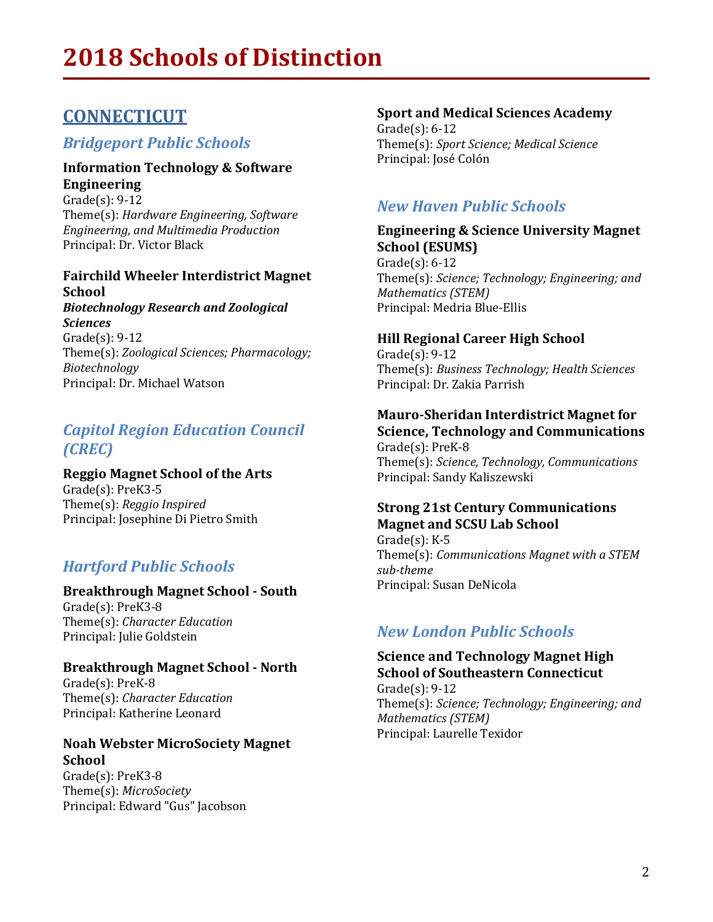# 2018 Schools of Distinction

## CONNECTICUT

### *Bridgeport Public Schools*

**Information Technology & Software Engineering**
Grade(s): 9-12
Theme(s): *Hardware Engineering, Software Engineering, and Multimedia Production*
Principal: Dr. Victor Black

**Fairchild Wheeler Interdistrict Magnet School**
***Biotechnology Research and Zoological Sciences***
Grade(s): 9-12
Theme(s): *Zoological Sciences; Pharmacology; Biotechnology*
Principal: Dr. Michael Watson

### *Capitol Region Education Council (CREC)*

**Reggio Magnet School of the Arts**
Grade(s): PreK3-5
Theme(s): *Reggio Inspired*
Principal: Josephine Di Pietro Smith

### *Hartford Public Schools*

**Breakthrough Magnet School - South**
Grade(s): PreK3-8
Theme(s): *Character Education*
Principal: Julie Goldstein

**Breakthrough Magnet School - North**
Grade(s): PreK-8
Theme(s): *Character Education*
Principal: Katherine Leonard

**Noah Webster MicroSociety Magnet School**
Grade(s): PreK3-8
Theme(s): *MicroSociety*
Principal: Edward "Gus" Jacobson

**Sport and Medical Sciences Academy**
Grade(s): 6-12
Theme(s): *Sport Science; Medical Science*
Principal: José Colón

### *New Haven Public Schools*

**Engineering & Science University Magnet School (ESUMS)**
Grade(s): 6-12
Theme(s): *Science; Technology; Engineering; and Mathematics (STEM)*
Principal: Medria Blue-Ellis

**Hill Regional Career High School**
Grade(s): 9-12
Theme(s): *Business Technology; Health Sciences*
Principal: Dr. Zakia Parrish

**Mauro-Sheridan Interdistrict Magnet for Science, Technology and Communications**
Grade(s): PreK-8
Theme(s): *Science, Technology, Communications*
Principal: Sandy Kaliszewski

**Strong 21st Century Communications Magnet and SCSU Lab School**
Grade(s): K-5
Theme(s): *Communications Magnet with a STEM sub-theme*
Principal: Susan DeNicola

### *New London Public Schools*

**Science and Technology Magnet High School of Southeastern Connecticut**
Grade(s): 9-12
Theme(s): *Science; Technology; Engineering; and Mathematics (STEM)*
Principal: Laurelle Texidor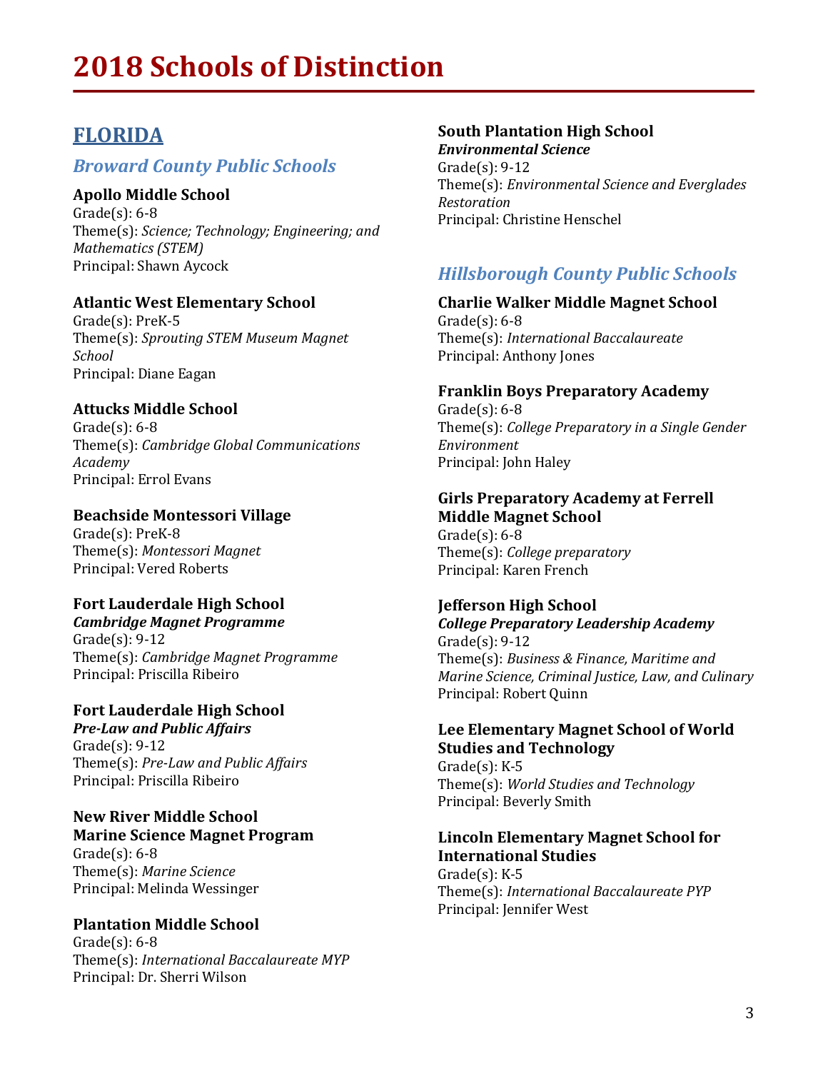# 2018 Schools of Distinction

## FLORIDA

### *Broward County Public Schools*

**Apollo Middle School**
Grade(s): 6-8
Theme(s): *Science; Technology; Engineering; and Mathematics (STEM)*
Principal: Shawn Aycock

**Atlantic West Elementary School**
Grade(s): PreK-5
Theme(s): *Sprouting STEM Museum Magnet School*
Principal: Diane Eagan

**Attucks Middle School**
Grade(s): 6-8
Theme(s): *Cambridge Global Communications Academy*
Principal: Errol Evans

**Beachside Montessori Village**
Grade(s): PreK-8
Theme(s): *Montessori Magnet*
Principal: Vered Roberts

**Fort Lauderdale High School**
***Cambridge Magnet Programme***
Grade(s): 9-12
Theme(s): *Cambridge Magnet Programme*
Principal: Priscilla Ribeiro

**Fort Lauderdale High School**
***Pre-Law and Public Affairs***
Grade(s): 9-12
Theme(s): *Pre-Law and Public Affairs*
Principal: Priscilla Ribeiro

**New River Middle School**
**Marine Science Magnet Program**
Grade(s): 6-8
Theme(s): *Marine Science*
Principal: Melinda Wessinger

**Plantation Middle School**
Grade(s): 6-8
Theme(s): *International Baccalaureate MYP*
Principal: Dr. Sherri Wilson

**South Plantation High School**
***Environmental Science***
Grade(s): 9-12
Theme(s): *Environmental Science and Everglades Restoration*
Principal: Christine Henschel

### *Hillsborough County Public Schools*

**Charlie Walker Middle Magnet School**
Grade(s): 6-8
Theme(s): *International Baccalaureate*
Principal: Anthony Jones

**Franklin Boys Preparatory Academy**
Grade(s): 6-8
Theme(s): *College Preparatory in a Single Gender Environment*
Principal: John Haley

**Girls Preparatory Academy at Ferrell Middle Magnet School**
Grade(s): 6-8
Theme(s): *College preparatory*
Principal: Karen French

**Jefferson High School**
***College Preparatory Leadership Academy***
Grade(s): 9-12
Theme(s): *Business & Finance, Maritime and Marine Science, Criminal Justice, Law, and Culinary*
Principal: Robert Quinn

**Lee Elementary Magnet School of World Studies and Technology**
Grade(s): K-5
Theme(s): *World Studies and Technology*
Principal: Beverly Smith

**Lincoln Elementary Magnet School for International Studies**
Grade(s): K-5
Theme(s): *International Baccalaureate PYP*
Principal: Jennifer West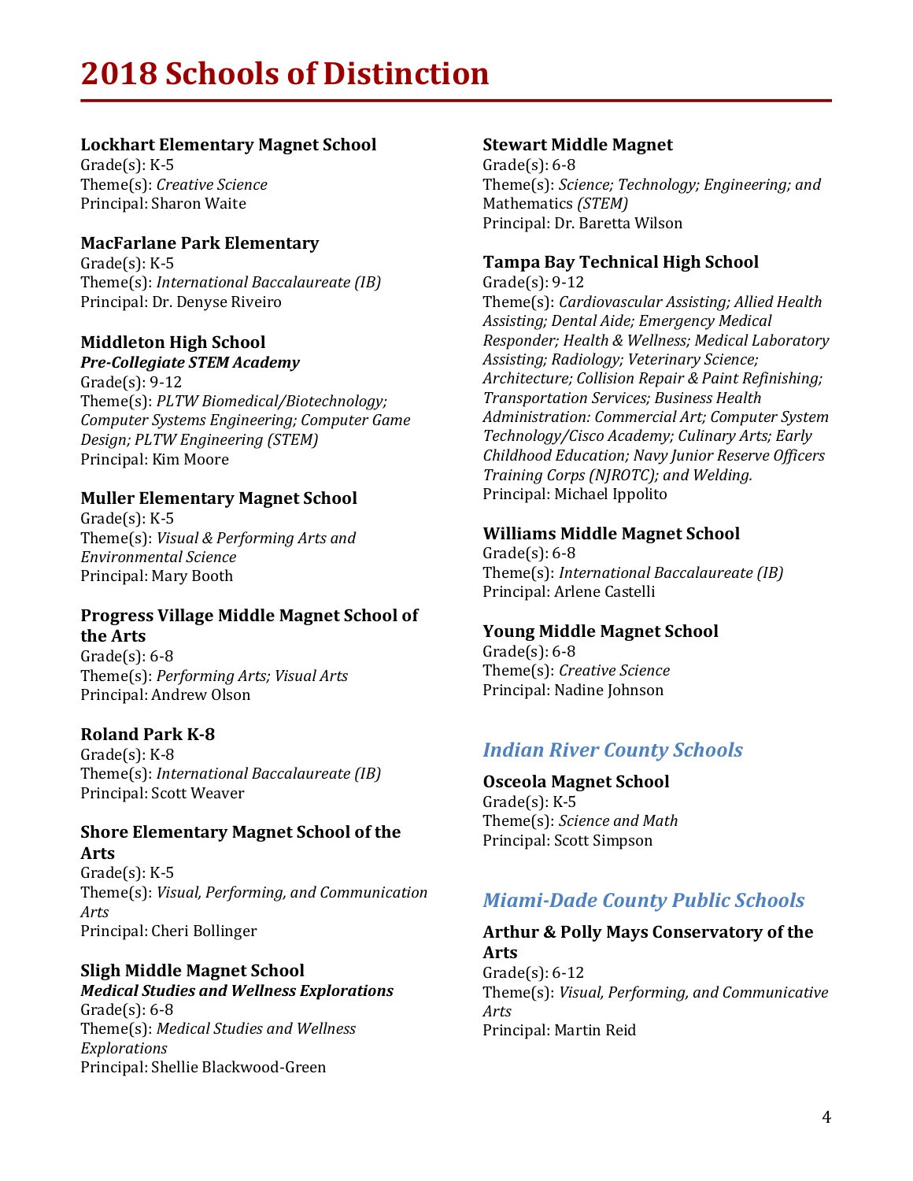# 2018 Schools of Distinction

### Lockhart Elementary Magnet School

Grade(s): K-5
Theme(s): *Creative Science*
Principal: Sharon Waite

### MacFarlane Park Elementary

Grade(s): K-5
Theme(s): *International Baccalaureate (IB)*
Principal: Dr. Denyse Riveiro

### Middleton High School

***Pre-Collegiate STEM Academy***
Grade(s): 9-12
Theme(s): *PLTW Biomedical/Biotechnology; Computer Systems Engineering; Computer Game Design; PLTW Engineering (STEM)*
Principal: Kim Moore

### Muller Elementary Magnet School

Grade(s): K-5
Theme(s): *Visual & Performing Arts and Environmental Science*
Principal: Mary Booth

### Progress Village Middle Magnet School of the Arts

Grade(s): 6-8
Theme(s): *Performing Arts; Visual Arts*
Principal: Andrew Olson

### Roland Park K-8

Grade(s): K-8
Theme(s): *International Baccalaureate (IB)*
Principal: Scott Weaver

### Shore Elementary Magnet School of the Arts

Grade(s): K-5
Theme(s): *Visual, Performing, and Communication Arts*
Principal: Cheri Bollinger

### Sligh Middle Magnet School

***Medical Studies and Wellness Explorations***
Grade(s): 6-8
Theme(s): *Medical Studies and Wellness Explorations*
Principal: Shellie Blackwood-Green

### Stewart Middle Magnet

Grade(s): 6-8
Theme(s): *Science; Technology; Engineering; and* Mathematics *(STEM)*
Principal: Dr. Baretta Wilson

### Tampa Bay Technical High School

Grade(s): 9-12
Theme(s): *Cardiovascular Assisting; Allied Health Assisting; Dental Aide; Emergency Medical Responder; Health & Wellness; Medical Laboratory Assisting; Radiology; Veterinary Science; Architecture; Collision Repair & Paint Refinishing; Transportation Services; Business Health Administration: Commercial Art; Computer System Technology/Cisco Academy; Culinary Arts; Early Childhood Education; Navy Junior Reserve Officers Training Corps (NJROTC); and Welding.*
Principal: Michael Ippolito

### Williams Middle Magnet School

Grade(s): 6-8
Theme(s): *International Baccalaureate (IB)*
Principal: Arlene Castelli

### Young Middle Magnet School

Grade(s): 6-8
Theme(s): *Creative Science*
Principal: Nadine Johnson

## *Indian River County Schools*

### Osceola Magnet School

Grade(s): K-5
Theme(s): *Science and Math*
Principal: Scott Simpson

## *Miami-Dade County Public Schools*

### Arthur & Polly Mays Conservatory of the Arts

Grade(s): 6-12
Theme(s): *Visual, Performing, and Communicative Arts*
Principal: Martin Reid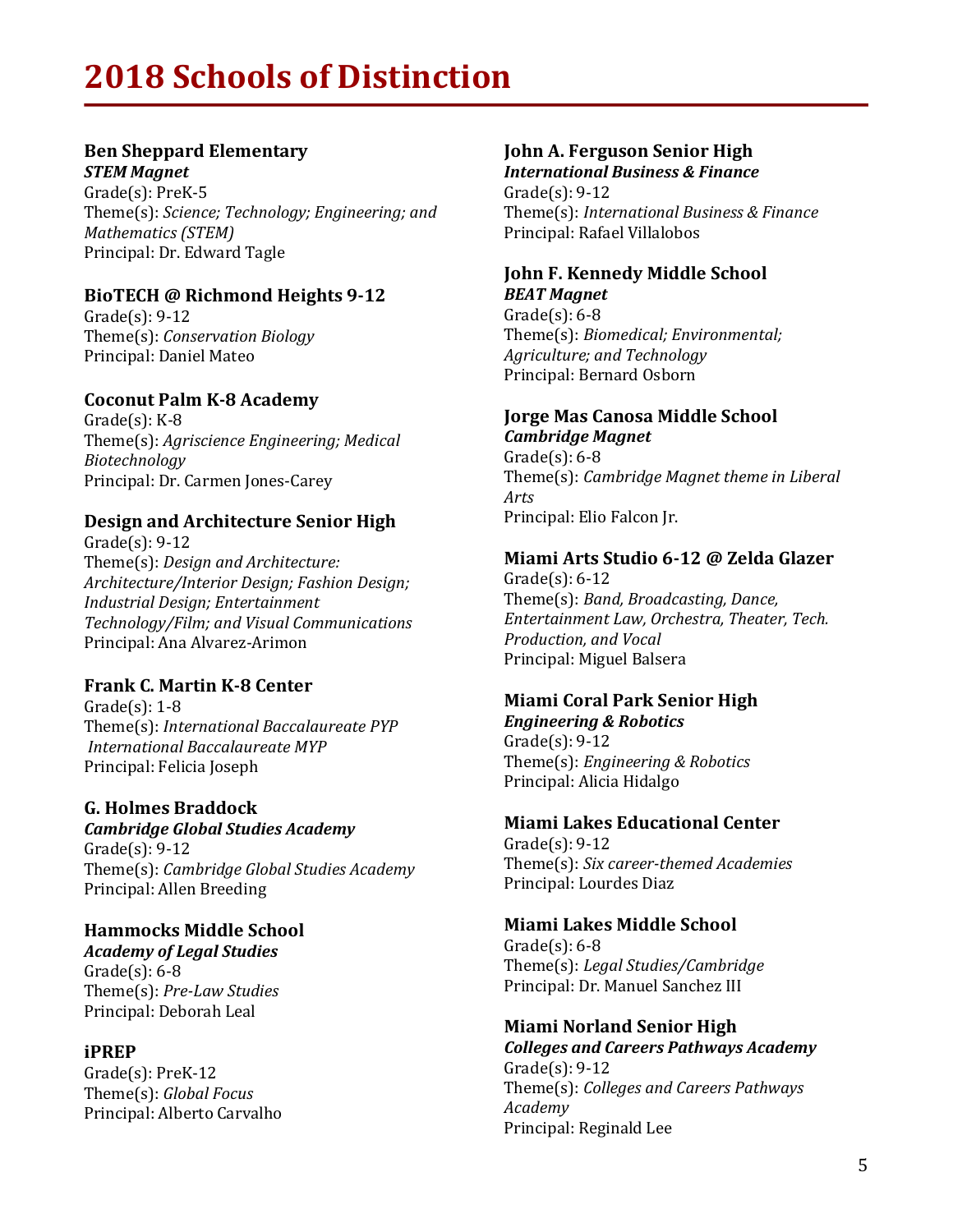# 2018 Schools of Distinction

### Ben Sheppard Elementary
***STEM Magnet***
Grade(s): PreK-5
Theme(s): *Science; Technology; Engineering; and Mathematics (STEM)*
Principal: Dr. Edward Tagle

### BioTECH @ Richmond Heights 9-12
Grade(s): 9-12
Theme(s): *Conservation Biology*
Principal: Daniel Mateo

### Coconut Palm K-8 Academy
Grade(s): K-8
Theme(s): *Agriscience Engineering; Medical Biotechnology*
Principal: Dr. Carmen Jones-Carey

### Design and Architecture Senior High
Grade(s): 9-12
Theme(s): *Design and Architecture: Architecture/Interior Design; Fashion Design; Industrial Design; Entertainment Technology/Film; and Visual Communications*
Principal: Ana Alvarez-Arimon

### Frank C. Martin K-8 Center
Grade(s): 1-8
Theme(s): *International Baccalaureate PYP International Baccalaureate MYP*
Principal: Felicia Joseph

### G. Holmes Braddock
***Cambridge Global Studies Academy***
Grade(s): 9-12
Theme(s): *Cambridge Global Studies Academy*
Principal: Allen Breeding

### Hammocks Middle School
***Academy of Legal Studies***
Grade(s): 6-8
Theme(s): *Pre-Law Studies*
Principal: Deborah Leal

### iPREP
Grade(s): PreK-12
Theme(s): *Global Focus*
Principal: Alberto Carvalho

### John A. Ferguson Senior High
***International Business & Finance***
Grade(s): 9-12
Theme(s): *International Business & Finance*
Principal: Rafael Villalobos

### John F. Kennedy Middle School
***BEAT Magnet***
Grade(s): 6-8
Theme(s): *Biomedical; Environmental; Agriculture; and Technology*
Principal: Bernard Osborn

### Jorge Mas Canosa Middle School
***Cambridge Magnet***
Grade(s): 6-8
Theme(s): *Cambridge Magnet theme in Liberal Arts*
Principal: Elio Falcon Jr.

### Miami Arts Studio 6-12 @ Zelda Glazer
Grade(s): 6-12
Theme(s): *Band, Broadcasting, Dance, Entertainment Law, Orchestra, Theater, Tech. Production, and Vocal*
Principal: Miguel Balsera

### Miami Coral Park Senior High
***Engineering & Robotics***
Grade(s): 9-12
Theme(s): *Engineering & Robotics*
Principal: Alicia Hidalgo

### Miami Lakes Educational Center
Grade(s): 9-12
Theme(s): *Six career-themed Academies*
Principal: Lourdes Diaz

### Miami Lakes Middle School
Grade(s): 6-8
Theme(s): *Legal Studies/Cambridge*
Principal: Dr. Manuel Sanchez III

### Miami Norland Senior High
***Colleges and Careers Pathways Academy***
Grade(s): 9-12
Theme(s): *Colleges and Careers Pathways Academy*
Principal: Reginald Lee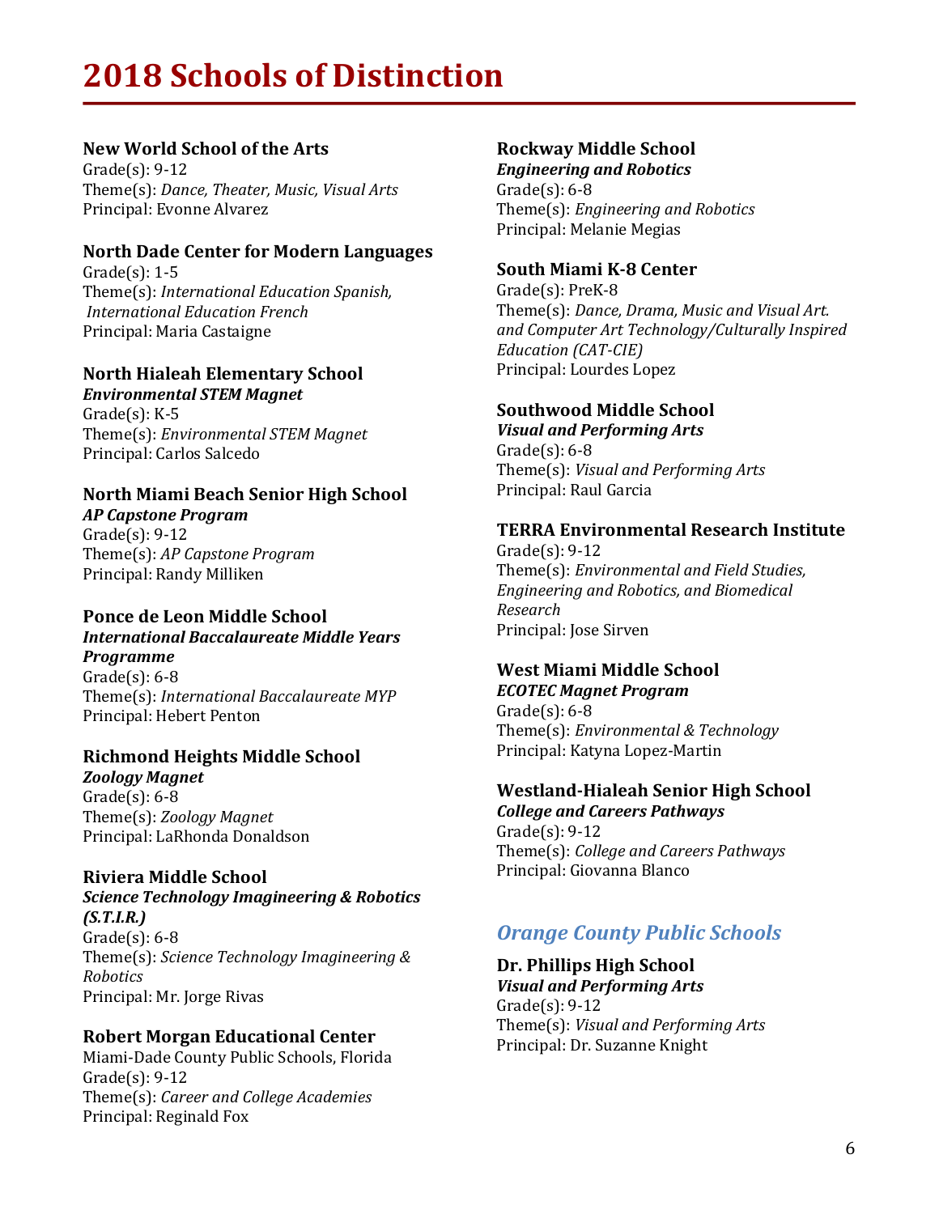# 2018 Schools of Distinction

**New World School of the Arts**
Grade(s): 9-12
Theme(s): *Dance, Theater, Music, Visual Arts*
Principal: Evonne Alvarez

**North Dade Center for Modern Languages**
Grade(s): 1-5
Theme(s): *International Education Spanish, International Education French*
Principal: Maria Castaigne

**North Hialeah Elementary School**
***Environmental STEM Magnet***
Grade(s): K-5
Theme(s): *Environmental STEM Magnet*
Principal: Carlos Salcedo

**North Miami Beach Senior High School**
***AP Capstone Program***
Grade(s): 9-12
Theme(s): *AP Capstone Program*
Principal: Randy Milliken

**Ponce de Leon Middle School**
***International Baccalaureate Middle Years Programme***
Grade(s): 6-8
Theme(s): *International Baccalaureate MYP*
Principal: Hebert Penton

**Richmond Heights Middle School**
***Zoology Magnet***
Grade(s): 6-8
Theme(s): *Zoology Magnet*
Principal: LaRhonda Donaldson

**Riviera Middle School**
***Science Technology Imagineering & Robotics (S.T.I.R.)***
Grade(s): 6-8
Theme(s): *Science Technology Imagineering & Robotics*
Principal: Mr. Jorge Rivas

**Robert Morgan Educational Center**
Miami-Dade County Public Schools, Florida
Grade(s): 9-12
Theme(s): *Career and College Academies*
Principal: Reginald Fox

**Rockway Middle School**
***Engineering and Robotics***
Grade(s): 6-8
Theme(s): *Engineering and Robotics*
Principal: Melanie Megias

**South Miami K-8 Center**
Grade(s): PreK-8
Theme(s): *Dance, Drama, Music and Visual Art. and Computer Art Technology/Culturally Inspired Education (CAT-CIE)*
Principal: Lourdes Lopez

**Southwood Middle School**
***Visual and Performing Arts***
Grade(s): 6-8
Theme(s): *Visual and Performing Arts*
Principal: Raul Garcia

**TERRA Environmental Research Institute**
Grade(s): 9-12
Theme(s): *Environmental and Field Studies, Engineering and Robotics, and Biomedical Research*
Principal: Jose Sirven

**West Miami Middle School**
***ECOTEC Magnet Program***
Grade(s): 6-8
Theme(s): *Environmental & Technology*
Principal: Katyna Lopez-Martin

**Westland-Hialeah Senior High School**
***College and Careers Pathways***
Grade(s): 9-12
Theme(s): *College and Careers Pathways*
Principal: Giovanna Blanco

## *Orange County Public Schools*

**Dr. Phillips High School**
***Visual and Performing Arts***
Grade(s): 9-12
Theme(s): *Visual and Performing Arts*
Principal: Dr. Suzanne Knight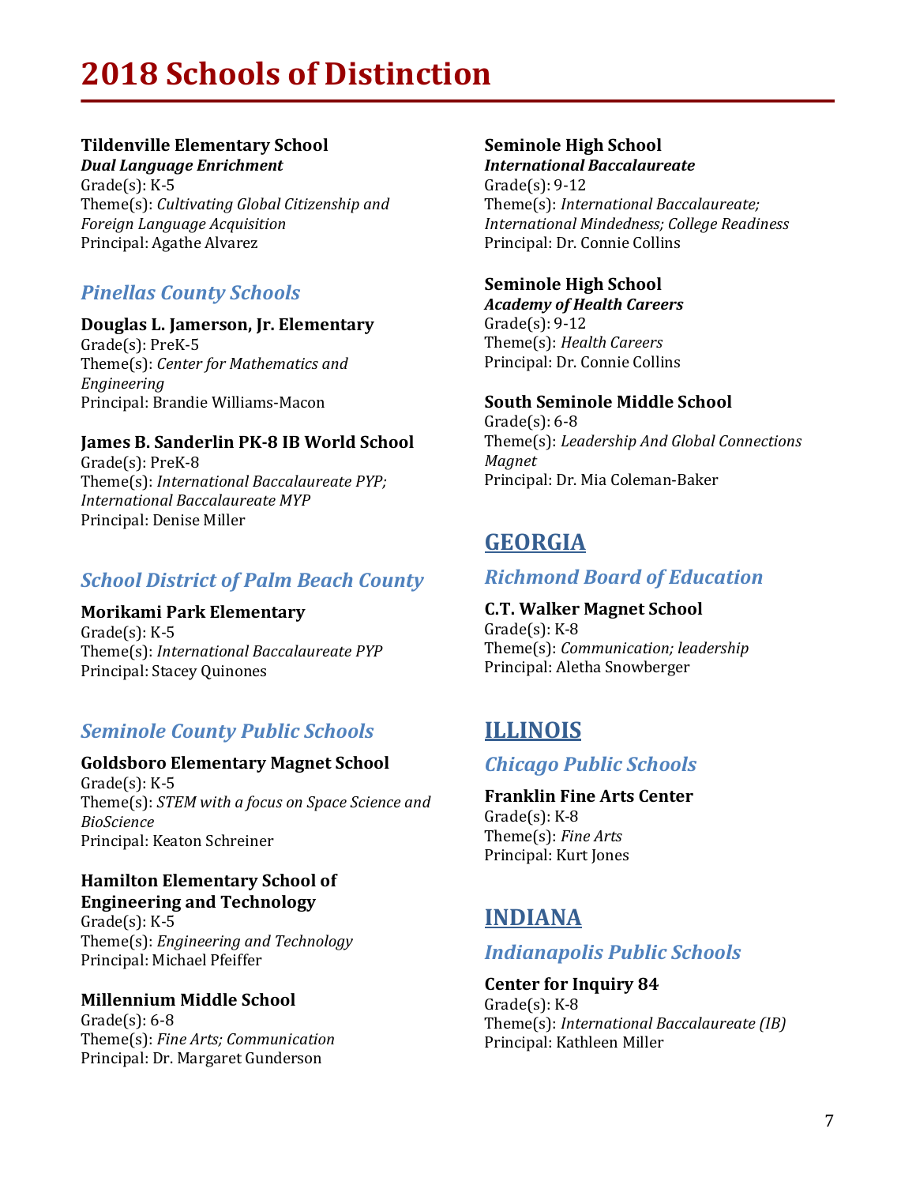# 2018 Schools of Distinction

**Tildenville Elementary School**
***Dual Language Enrichment***
Grade(s): K-5
Theme(s): *Cultivating Global Citizenship and Foreign Language Acquisition*
Principal: Agathe Alvarez

### *Pinellas County Schools*

**Douglas L. Jamerson, Jr. Elementary**
Grade(s): PreK-5
Theme(s): *Center for Mathematics and Engineering*
Principal: Brandie Williams-Macon

**James B. Sanderlin PK-8 IB World School**
Grade(s): PreK-8
Theme(s): *International Baccalaureate PYP; International Baccalaureate MYP*
Principal: Denise Miller

### *School District of Palm Beach County*

**Morikami Park Elementary**
Grade(s): K-5
Theme(s): *International Baccalaureate PYP*
Principal: Stacey Quinones

### *Seminole County Public Schools*

**Goldsboro Elementary Magnet School**
Grade(s): K-5
Theme(s): *STEM with a focus on Space Science and BioScience*
Principal: Keaton Schreiner

**Hamilton Elementary School of Engineering and Technology**
Grade(s): K-5
Theme(s): *Engineering and Technology*
Principal: Michael Pfeiffer

**Millennium Middle School**
Grade(s): 6-8
Theme(s): *Fine Arts; Communication*
Principal: Dr. Margaret Gunderson

**Seminole High School**
***International Baccalaureate***
Grade(s): 9-12
Theme(s): *International Baccalaureate; International Mindedness; College Readiness*
Principal: Dr. Connie Collins

**Seminole High School**
***Academy of Health Careers***
Grade(s): 9-12
Theme(s): *Health Careers*
Principal: Dr. Connie Collins

**South Seminole Middle School**
Grade(s): 6-8
Theme(s): *Leadership And Global Connections Magnet*
Principal: Dr. Mia Coleman-Baker

## GEORGIA

### *Richmond Board of Education*

**C.T. Walker Magnet School**
Grade(s): K-8
Theme(s): *Communication; leadership*
Principal: Aletha Snowberger

## ILLINOIS

### *Chicago Public Schools*

**Franklin Fine Arts Center**
Grade(s): K-8
Theme(s): *Fine Arts*
Principal: Kurt Jones

## INDIANA

### *Indianapolis Public Schools*

**Center for Inquiry 84**
Grade(s): K-8
Theme(s): *International Baccalaureate (IB)*
Principal: Kathleen Miller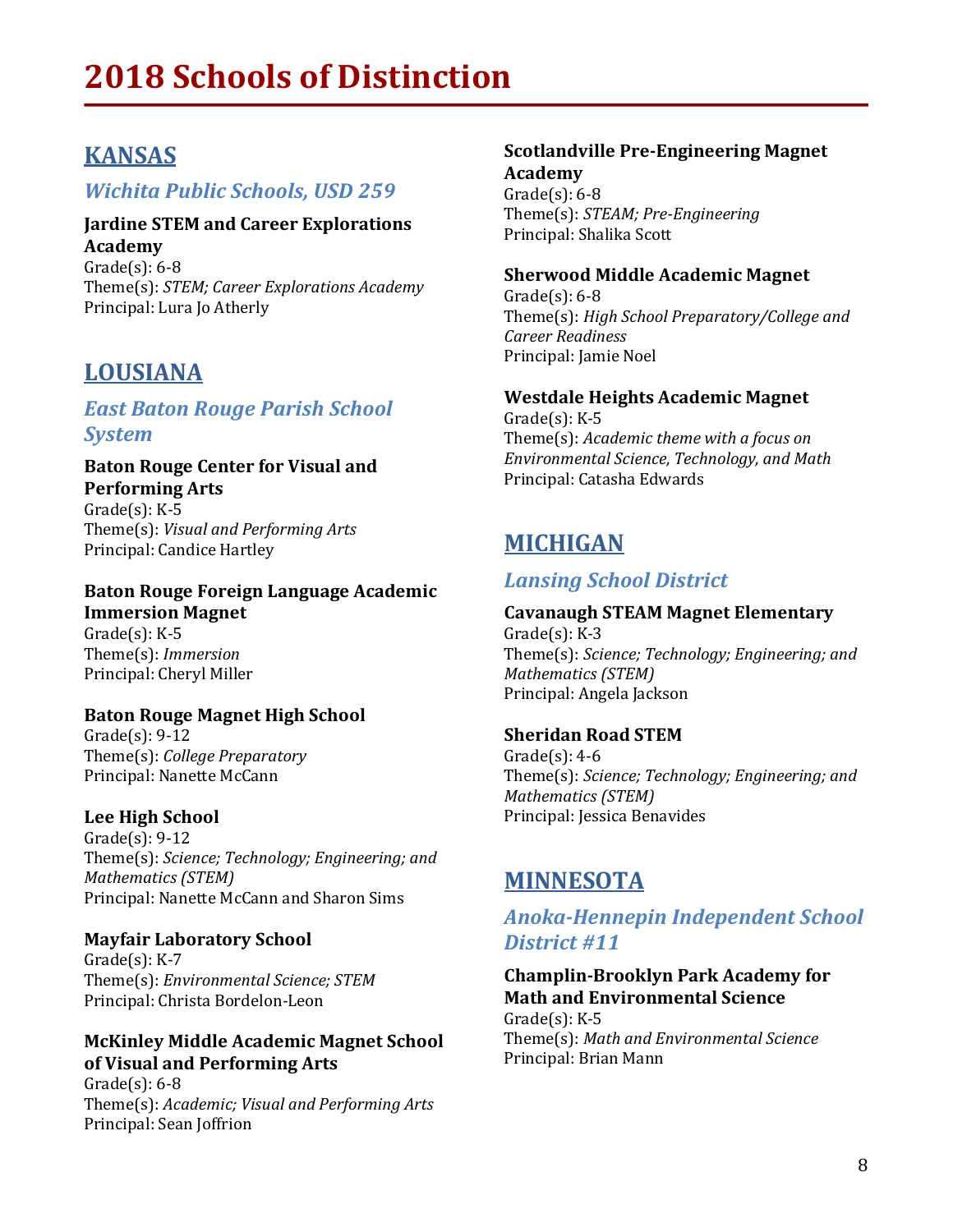# 2018 Schools of Distinction

## KANSAS

### *Wichita Public Schools, USD 259*

**Jardine STEM and Career Explorations Academy**
Grade(s): 6-8
Theme(s): *STEM; Career Explorations Academy*
Principal: Lura Jo Atherly

## LOUSIANA

### *East Baton Rouge Parish School System*

**Baton Rouge Center for Visual and Performing Arts**
Grade(s): K-5
Theme(s): *Visual and Performing Arts*
Principal: Candice Hartley

**Baton Rouge Foreign Language Academic Immersion Magnet**
Grade(s): K-5
Theme(s): *Immersion*
Principal: Cheryl Miller

**Baton Rouge Magnet High School**
Grade(s): 9-12
Theme(s): *College Preparatory*
Principal: Nanette McCann

**Lee High School**
Grade(s): 9-12
Theme(s): *Science; Technology; Engineering; and Mathematics (STEM)*
Principal: Nanette McCann and Sharon Sims

**Mayfair Laboratory School**
Grade(s): K-7
Theme(s): *Environmental Science; STEM*
Principal: Christa Bordelon-Leon

**McKinley Middle Academic Magnet School of Visual and Performing Arts**
Grade(s): 6-8
Theme(s): *Academic; Visual and Performing Arts*
Principal: Sean Joffrion

**Scotlandville Pre-Engineering Magnet Academy**
Grade(s): 6-8
Theme(s): *STEAM; Pre-Engineering*
Principal: Shalika Scott

**Sherwood Middle Academic Magnet**
Grade(s): 6-8
Theme(s): *High School Preparatory/College and Career Readiness*
Principal: Jamie Noel

**Westdale Heights Academic Magnet**
Grade(s): K-5
Theme(s): *Academic theme with a focus on Environmental Science, Technology, and Math*
Principal: Catasha Edwards

## MICHIGAN

### *Lansing School District*

**Cavanaugh STEAM Magnet Elementary**
Grade(s): K-3
Theme(s): *Science; Technology; Engineering; and Mathematics (STEM)*
Principal: Angela Jackson

**Sheridan Road STEM**
Grade(s): 4-6
Theme(s): *Science; Technology; Engineering; and Mathematics (STEM)*
Principal: Jessica Benavides

## MINNESOTA

### *Anoka-Hennepin Independent School District #11*

**Champlin-Brooklyn Park Academy for Math and Environmental Science**
Grade(s): K-5
Theme(s): *Math and Environmental Science*
Principal: Brian Mann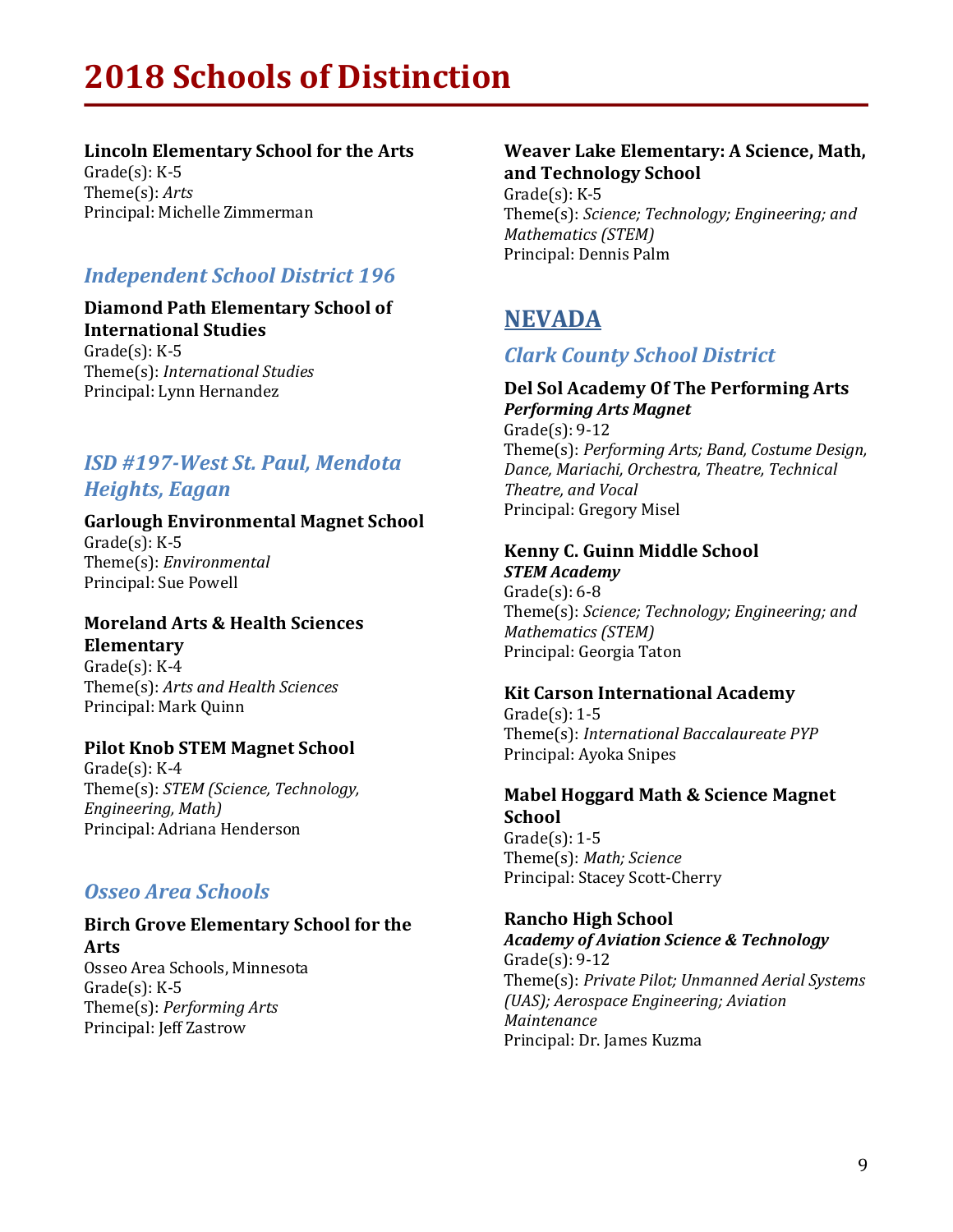# 2018 Schools of Distinction

**Lincoln Elementary School for the Arts**
Grade(s): K-5
Theme(s): *Arts*
Principal: Michelle Zimmerman

### *Independent School District 196*

**Diamond Path Elementary School of International Studies**
Grade(s): K-5
Theme(s): *International Studies*
Principal: Lynn Hernandez

### *ISD #197-West St. Paul, Mendota Heights, Eagan*

**Garlough Environmental Magnet School**
Grade(s): K-5
Theme(s): *Environmental*
Principal: Sue Powell

**Moreland Arts & Health Sciences Elementary**
Grade(s): K-4
Theme(s): *Arts and Health Sciences*
Principal: Mark Quinn

**Pilot Knob STEM Magnet School**
Grade(s): K-4
Theme(s): *STEM (Science, Technology, Engineering, Math)*
Principal: Adriana Henderson

### *Osseo Area Schools*

**Birch Grove Elementary School for the Arts**
Osseo Area Schools, Minnesota
Grade(s): K-5
Theme(s): *Performing Arts*
Principal: Jeff Zastrow

**Weaver Lake Elementary: A Science, Math, and Technology School**
Grade(s): K-5
Theme(s): *Science; Technology; Engineering; and Mathematics (STEM)*
Principal: Dennis Palm

## NEVADA

### *Clark County School District*

**Del Sol Academy Of The Performing Arts**
***Performing Arts Magnet***
Grade(s): 9-12
Theme(s): *Performing Arts; Band, Costume Design, Dance, Mariachi, Orchestra, Theatre, Technical Theatre, and Vocal*
Principal: Gregory Misel

**Kenny C. Guinn Middle School**
***STEM Academy***
Grade(s): 6-8
Theme(s): *Science; Technology; Engineering; and Mathematics (STEM)*
Principal: Georgia Taton

**Kit Carson International Academy**
Grade(s): 1-5
Theme(s): *International Baccalaureate PYP*
Principal: Ayoka Snipes

**Mabel Hoggard Math & Science Magnet School**
Grade(s): 1-5
Theme(s): *Math; Science*
Principal: Stacey Scott-Cherry

**Rancho High School**
***Academy of Aviation Science & Technology***
Grade(s): 9-12
Theme(s): *Private Pilot; Unmanned Aerial Systems (UAS); Aerospace Engineering; Aviation Maintenance*
Principal: Dr. James Kuzma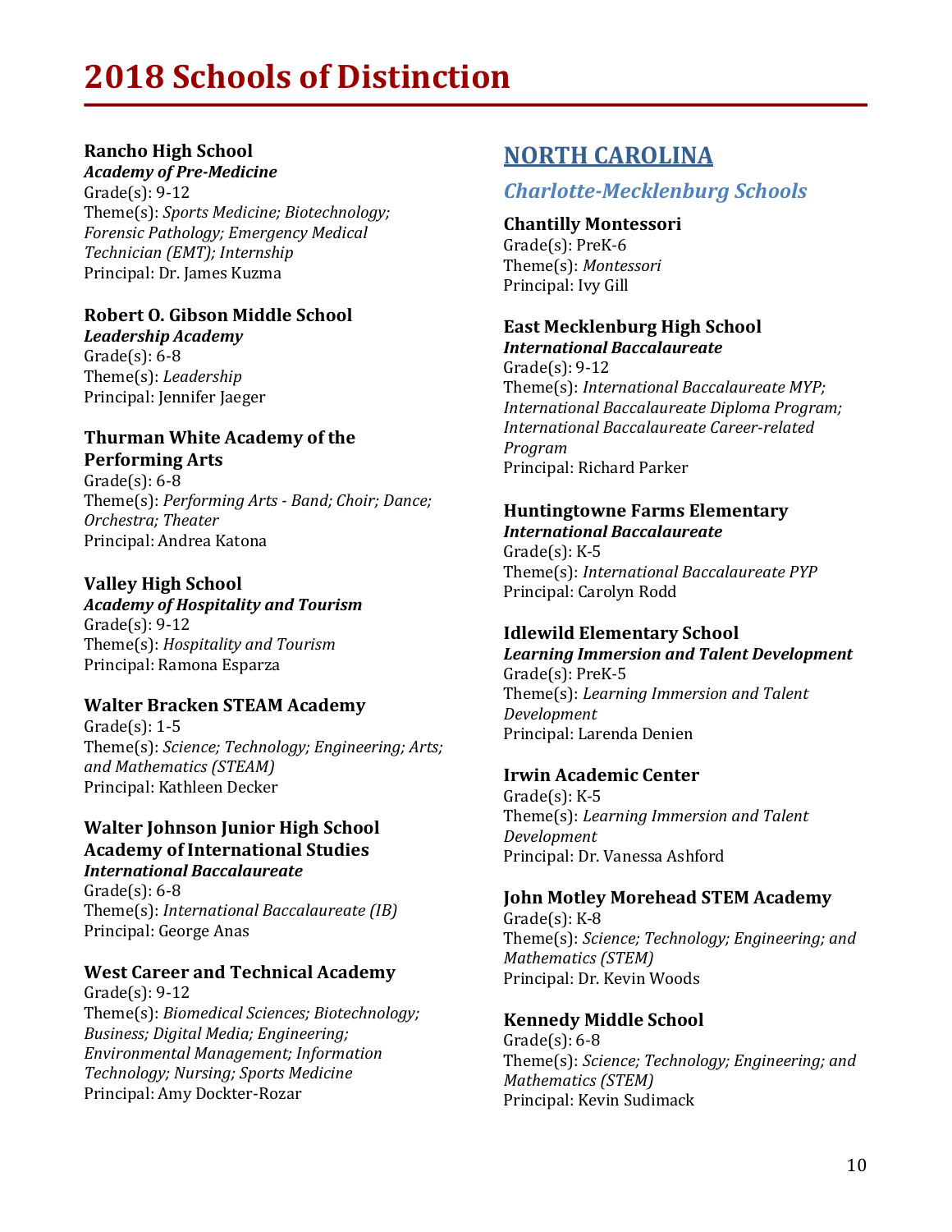# 2018 Schools of Distinction

**Rancho High School**
***Academy of Pre-Medicine***
Grade(s): 9-12
Theme(s): *Sports Medicine; Biotechnology; Forensic Pathology; Emergency Medical Technician (EMT); Internship*
Principal: Dr. James Kuzma

**Robert O. Gibson Middle School**
***Leadership Academy***
Grade(s): 6-8
Theme(s): *Leadership*
Principal: Jennifer Jaeger

**Thurman White Academy of the Performing Arts**
Grade(s): 6-8
Theme(s): *Performing Arts - Band; Choir; Dance; Orchestra; Theater*
Principal: Andrea Katona

**Valley High School**
***Academy of Hospitality and Tourism***
Grade(s): 9-12
Theme(s): *Hospitality and Tourism*
Principal: Ramona Esparza

**Walter Bracken STEAM Academy**
Grade(s): 1-5
Theme(s): *Science; Technology; Engineering; Arts; and Mathematics (STEAM)*
Principal: Kathleen Decker

**Walter Johnson Junior High School Academy of International Studies**
***International Baccalaureate***
Grade(s): 6-8
Theme(s): *International Baccalaureate (IB)*
Principal: George Anas

**West Career and Technical Academy**
Grade(s): 9-12
Theme(s): *Biomedical Sciences; Biotechnology; Business; Digital Media; Engineering; Environmental Management; Information Technology; Nursing; Sports Medicine*
Principal: Amy Dockter-Rozar

## NORTH CAROLINA

### *Charlotte-Mecklenburg Schools*

**Chantilly Montessori**
Grade(s): PreK-6
Theme(s): *Montessori*
Principal: Ivy Gill

**East Mecklenburg High School**
***International Baccalaureate***
Grade(s): 9-12
Theme(s): *International Baccalaureate MYP; International Baccalaureate Diploma Program; International Baccalaureate Career-related Program*
Principal: Richard Parker

**Huntingtowne Farms Elementary**
***International Baccalaureate***
Grade(s): K-5
Theme(s): *International Baccalaureate PYP*
Principal: Carolyn Rodd

**Idlewild Elementary School**
***Learning Immersion and Talent Development***
Grade(s): PreK-5
Theme(s): *Learning Immersion and Talent Development*
Principal: Larenda Denien

**Irwin Academic Center**
Grade(s): K-5
Theme(s): *Learning Immersion and Talent Development*
Principal: Dr. Vanessa Ashford

**John Motley Morehead STEM Academy**
Grade(s): K-8
Theme(s): *Science; Technology; Engineering; and Mathematics (STEM)*
Principal: Dr. Kevin Woods

**Kennedy Middle School**
Grade(s): 6-8
Theme(s): *Science; Technology; Engineering; and Mathematics (STEM)*
Principal: Kevin Sudimack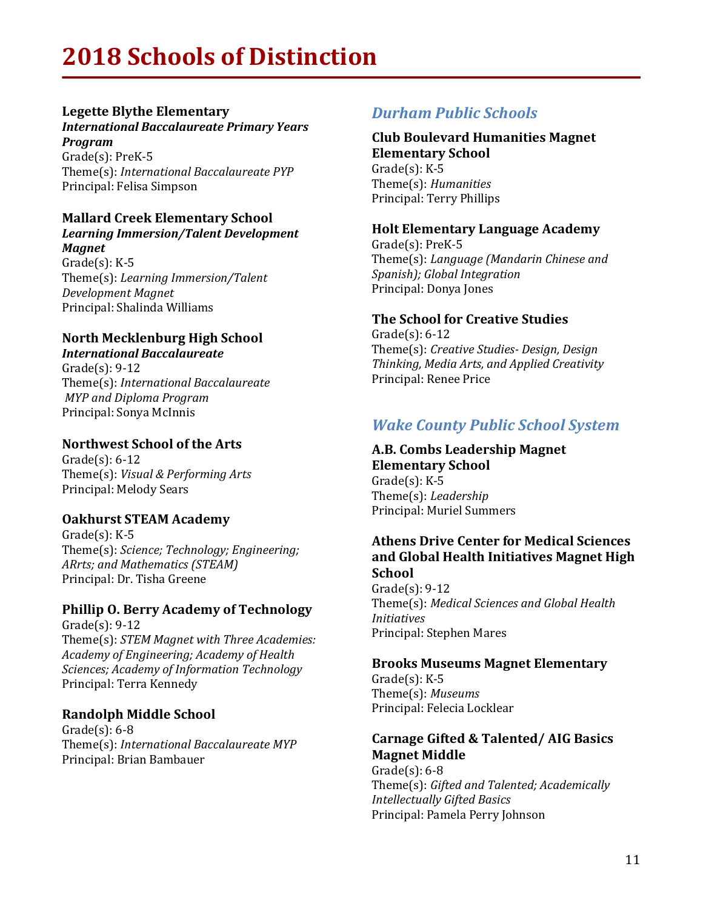# 2018 Schools of Distinction

**Legette Blythe Elementary**
***International Baccalaureate Primary Years Program***
Grade(s): PreK-5
Theme(s): *International Baccalaureate PYP*
Principal: Felisa Simpson

**Mallard Creek Elementary School**
***Learning Immersion/Talent Development Magnet***
Grade(s): K-5
Theme(s): *Learning Immersion/Talent Development Magnet*
Principal: Shalinda Williams

**North Mecklenburg High School**
***International Baccalaureate***
Grade(s): 9-12
Theme(s): *International Baccalaureate MYP and Diploma Program*
Principal: Sonya McInnis

**Northwest School of the Arts**
Grade(s): 6-12
Theme(s): *Visual & Performing Arts*
Principal: Melody Sears

**Oakhurst STEAM Academy**
Grade(s): K-5
Theme(s): *Science; Technology; Engineering; ARrts; and Mathematics (STEAM)*
Principal: Dr. Tisha Greene

**Phillip O. Berry Academy of Technology**
Grade(s): 9-12
Theme(s): *STEM Magnet with Three Academies: Academy of Engineering; Academy of Health Sciences; Academy of Information Technology*
Principal: Terra Kennedy

**Randolph Middle School**
Grade(s): 6-8
Theme(s): *International Baccalaureate MYP*
Principal: Brian Bambauer

## *Durham Public Schools*

**Club Boulevard Humanities Magnet Elementary School**
Grade(s): K-5
Theme(s): *Humanities*
Principal: Terry Phillips

**Holt Elementary Language Academy**
Grade(s): PreK-5
Theme(s): *Language (Mandarin Chinese and Spanish); Global Integration*
Principal: Donya Jones

**The School for Creative Studies**
Grade(s): 6-12
Theme(s): *Creative Studies- Design, Design Thinking, Media Arts, and Applied Creativity*
Principal: Renee Price

## *Wake County Public School System*

**A.B. Combs Leadership Magnet Elementary School**
Grade(s): K-5
Theme(s): *Leadership*
Principal: Muriel Summers

**Athens Drive Center for Medical Sciences and Global Health Initiatives Magnet High School**
Grade(s): 9-12
Theme(s): *Medical Sciences and Global Health Initiatives*
Principal: Stephen Mares

**Brooks Museums Magnet Elementary**
Grade(s): K-5
Theme(s): *Museums*
Principal: Felecia Locklear

**Carnage Gifted & Talented/ AIG Basics Magnet Middle**
Grade(s): 6-8
Theme(s): *Gifted and Talented; Academically Intellectually Gifted Basics*
Principal: Pamela Perry Johnson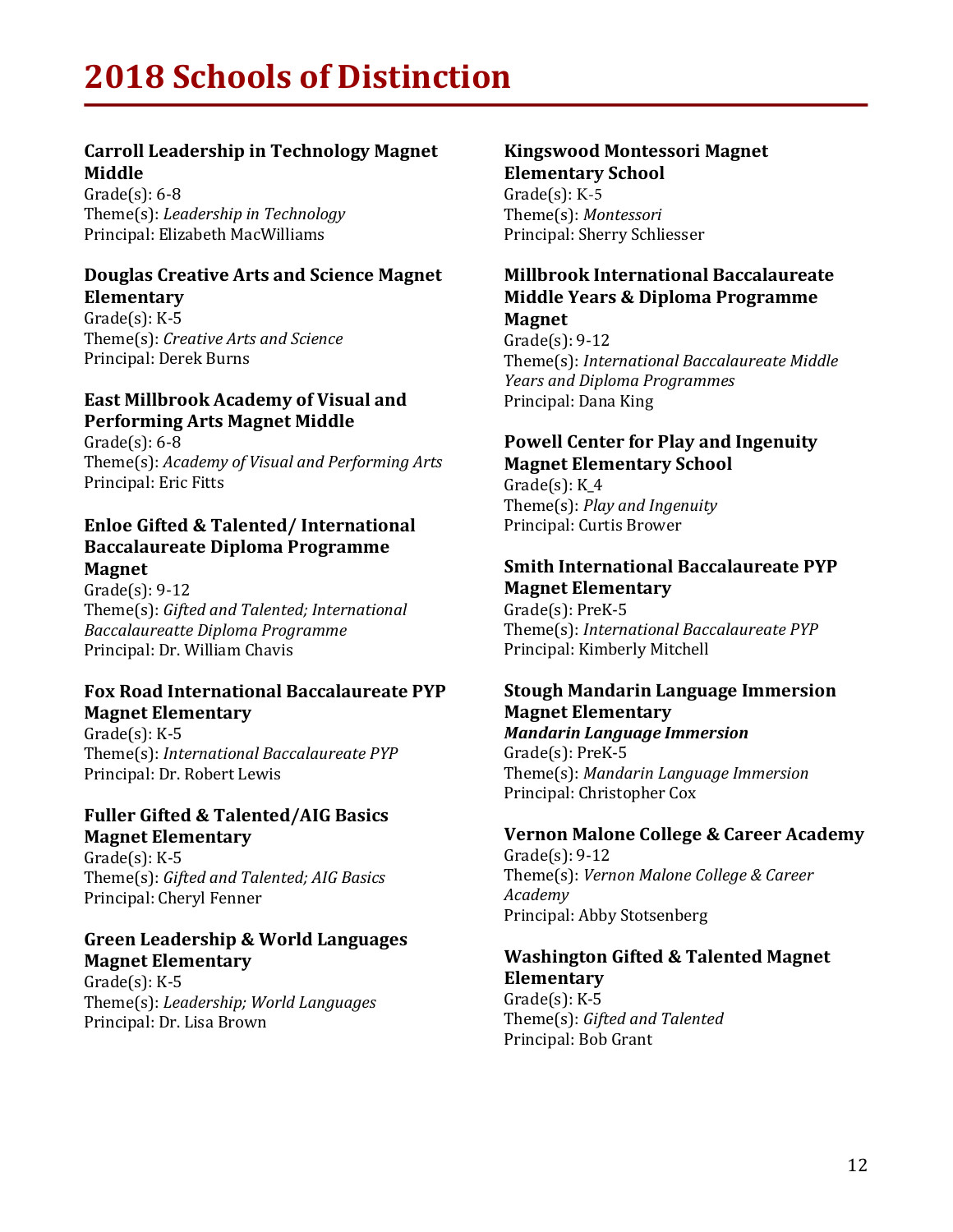# 2018 Schools of Distinction

**Carroll Leadership in Technology Magnet Middle**
Grade(s): 6-8
Theme(s): *Leadership in Technology*
Principal: Elizabeth MacWilliams

**Douglas Creative Arts and Science Magnet Elementary**
Grade(s): K-5
Theme(s): *Creative Arts and Science*
Principal: Derek Burns

**East Millbrook Academy of Visual and Performing Arts Magnet Middle**
Grade(s): 6-8
Theme(s): *Academy of Visual and Performing Arts*
Principal: Eric Fitts

**Enloe Gifted & Talented/ International Baccalaureate Diploma Programme Magnet**
Grade(s): 9-12
Theme(s): *Gifted and Talented; International Baccalaureatte Diploma Programme*
Principal: Dr. William Chavis

**Fox Road International Baccalaureate PYP Magnet Elementary**
Grade(s): K-5
Theme(s): *International Baccalaureate PYP*
Principal: Dr. Robert Lewis

**Fuller Gifted & Talented/AIG Basics Magnet Elementary**
Grade(s): K-5
Theme(s): *Gifted and Talented; AIG Basics*
Principal: Cheryl Fenner

**Green Leadership & World Languages Magnet Elementary**
Grade(s): K-5
Theme(s): *Leadership; World Languages*
Principal: Dr. Lisa Brown

**Kingswood Montessori Magnet Elementary School**
Grade(s): K-5
Theme(s): *Montessori*
Principal: Sherry Schliesser

**Millbrook International Baccalaureate Middle Years & Diploma Programme Magnet**
Grade(s): 9-12
Theme(s): *International Baccalaureate Middle Years and Diploma Programmes*
Principal: Dana King

**Powell Center for Play and Ingenuity Magnet Elementary School**
Grade(s): K_4
Theme(s): *Play and Ingenuity*
Principal: Curtis Brower

**Smith International Baccalaureate PYP Magnet Elementary**
Grade(s): PreK-5
Theme(s): *International Baccalaureate PYP*
Principal: Kimberly Mitchell

**Stough Mandarin Language Immersion Magnet Elementary**
***Mandarin Language Immersion***
Grade(s): PreK-5
Theme(s): *Mandarin Language Immersion*
Principal: Christopher Cox

**Vernon Malone College & Career Academy**
Grade(s): 9-12
Theme(s): *Vernon Malone College & Career Academy*
Principal: Abby Stotsenberg

**Washington Gifted & Talented Magnet Elementary**
Grade(s): K-5
Theme(s): *Gifted and Talented*
Principal: Bob Grant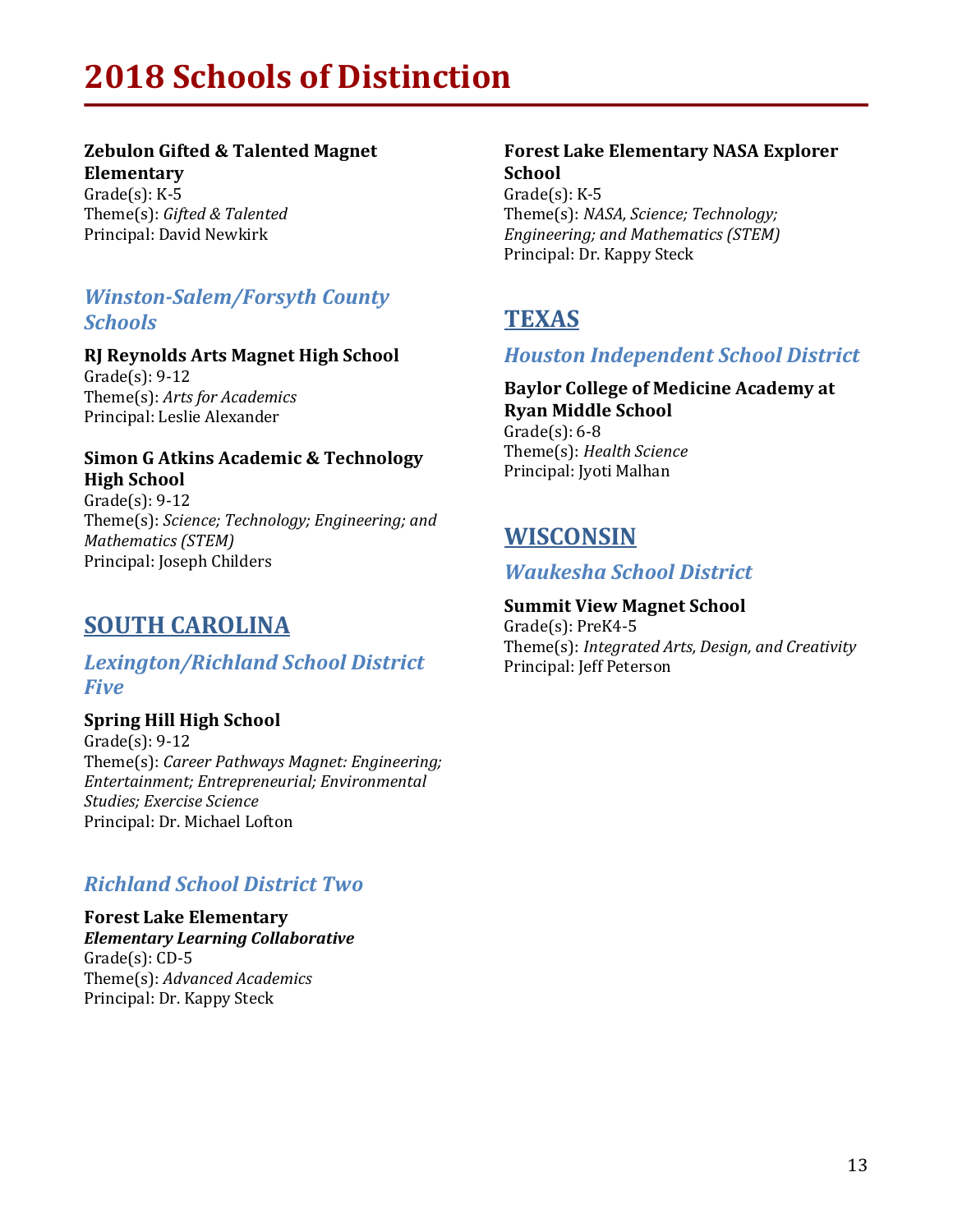# 2018 Schools of Distinction

**Zebulon Gifted & Talented Magnet Elementary**
Grade(s): K-5
Theme(s): *Gifted & Talented*
Principal: David Newkirk

### *Winston-Salem/Forsyth County Schools*

**RJ Reynolds Arts Magnet High School**
Grade(s): 9-12
Theme(s): *Arts for Academics*
Principal: Leslie Alexander

**Simon G Atkins Academic & Technology High School**
Grade(s): 9-12
Theme(s): *Science; Technology; Engineering; and Mathematics (STEM)*
Principal: Joseph Childers

## SOUTH CAROLINA

### *Lexington/Richland School District Five*

**Spring Hill High School**
Grade(s): 9-12
Theme(s): *Career Pathways Magnet: Engineering; Entertainment; Entrepreneurial; Environmental Studies; Exercise Science*
Principal: Dr. Michael Lofton

### *Richland School District Two*

**Forest Lake Elementary**
***Elementary Learning Collaborative***
Grade(s): CD-5
Theme(s): *Advanced Academics*
Principal: Dr. Kappy Steck

**Forest Lake Elementary NASA Explorer School**
Grade(s): K-5
Theme(s): *NASA, Science; Technology; Engineering; and Mathematics (STEM)*
Principal: Dr. Kappy Steck

## TEXAS

### *Houston Independent School District*

**Baylor College of Medicine Academy at Ryan Middle School**
Grade(s): 6-8
Theme(s): *Health Science*
Principal: Jyoti Malhan

## WISCONSIN

### *Waukesha School District*

**Summit View Magnet School**
Grade(s): PreK4-5
Theme(s): *Integrated Arts, Design, and Creativity*
Principal: Jeff Peterson